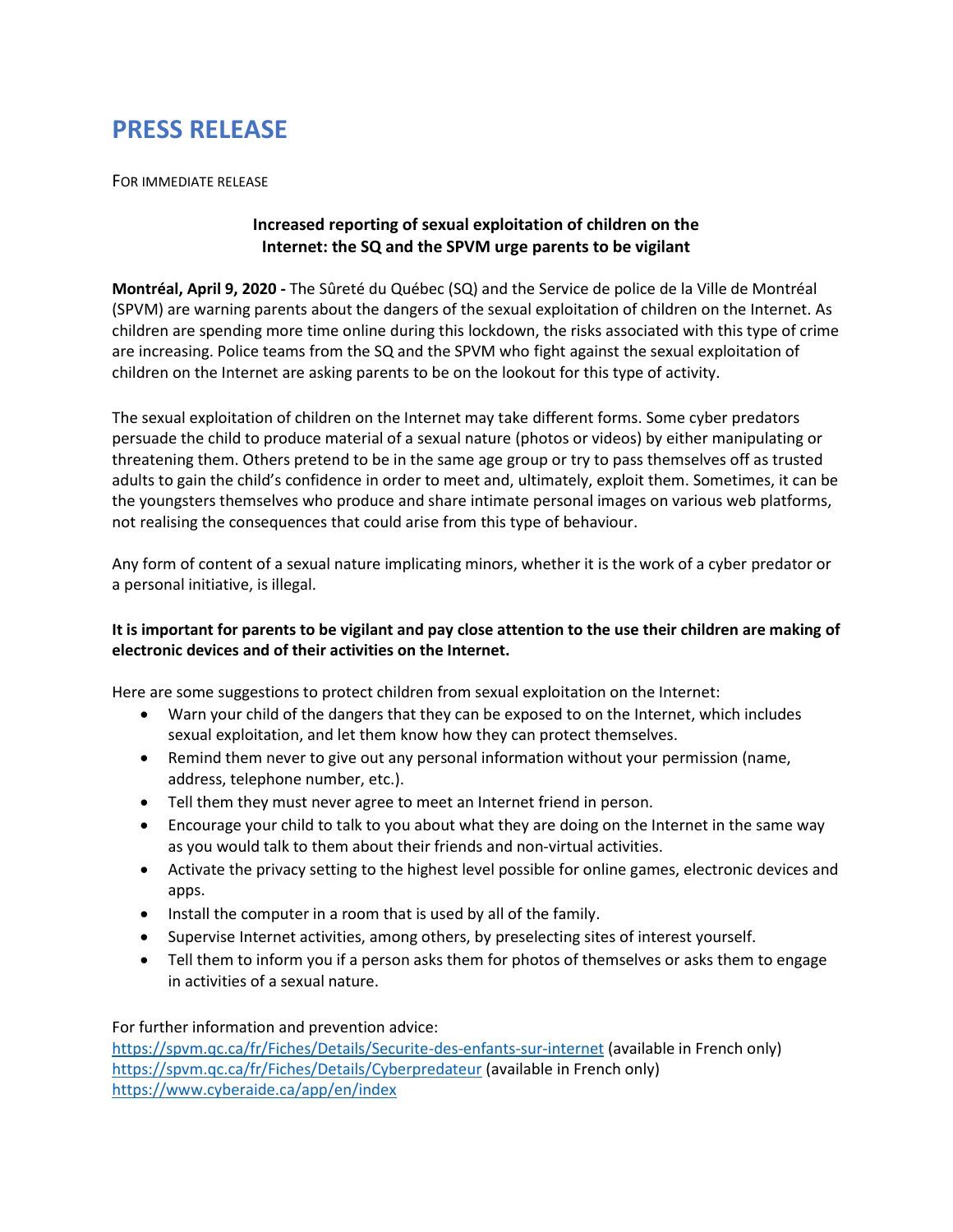# PRESS RELEASE

FOR IMMEDIATE RELEASE

**Increased reporting of sexual exploitation of children on the Internet: the SQ and the SPVM urge parents to be vigilant**

**Montréal, April 9, 2020 -** The Sûreté du Québec (SQ) and the Service de police de la Ville de Montréal (SPVM) are warning parents about the dangers of the sexual exploitation of children on the Internet. As children are spending more time online during this lockdown, the risks associated with this type of crime are increasing. Police teams from the SQ and the SPVM who fight against the sexual exploitation of children on the Internet are asking parents to be on the lookout for this type of activity.

The sexual exploitation of children on the Internet may take different forms. Some cyber predators persuade the child to produce material of a sexual nature (photos or videos) by either manipulating or threatening them. Others pretend to be in the same age group or try to pass themselves off as trusted adults to gain the child's confidence in order to meet and, ultimately, exploit them. Sometimes, it can be the youngsters themselves who produce and share intimate personal images on various web platforms, not realising the consequences that could arise from this type of behaviour.

Any form of content of a sexual nature implicating minors, whether it is the work of a cyber predator or a personal initiative, is illegal.

**It is important for parents to be vigilant and pay close attention to the use their children are making of electronic devices and of their activities on the Internet.**

Here are some suggestions to protect children from sexual exploitation on the Internet:

- Warn your child of the dangers that they can be exposed to on the Internet, which includes sexual exploitation, and let them know how they can protect themselves.
- Remind them never to give out any personal information without your permission (name, address, telephone number, etc.).
- Tell them they must never agree to meet an Internet friend in person.
- Encourage your child to talk to you about what they are doing on the Internet in the same way as you would talk to them about their friends and non-virtual activities.
- Activate the privacy setting to the highest level possible for online games, electronic devices and apps.
- Install the computer in a room that is used by all of the family.
- Supervise Internet activities, among others, by preselecting sites of interest yourself.
- Tell them to inform you if a person asks them for photos of themselves or asks them to engage in activities of a sexual nature.

For further information and prevention advice:
https://spvm.qc.ca/fr/Fiches/Details/Securite-des-enfants-sur-internet (available in French only)
https://spvm.qc.ca/fr/Fiches/Details/Cyberpredateur (available in French only)
https://www.cyberaide.ca/app/en/index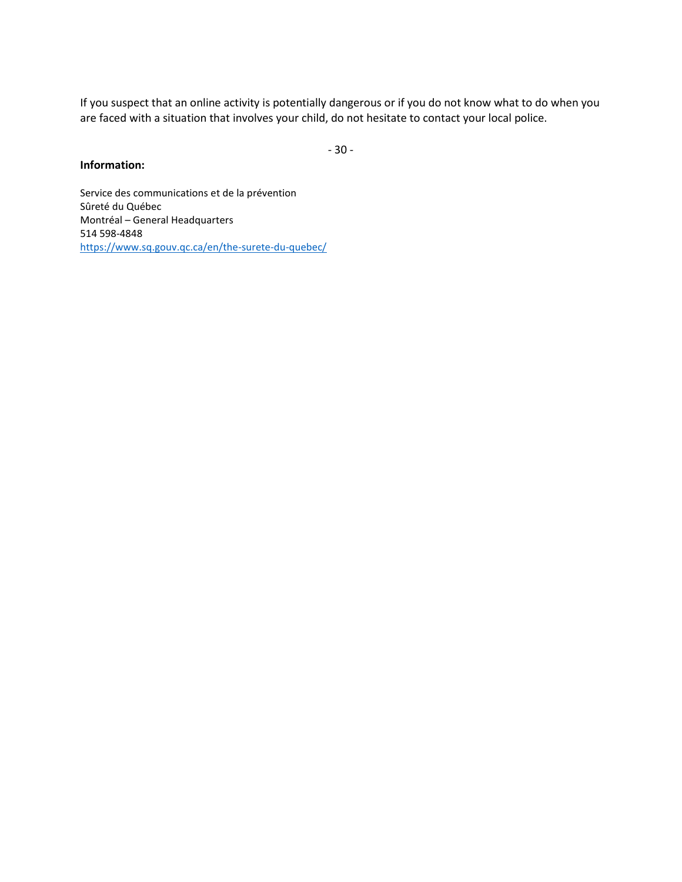If you suspect that an online activity is potentially dangerous or if you do not know what to do when you are faced with a situation that involves your child, do not hesitate to contact your local police.

- 30 -

**Information:**

Service des communications et de la prévention
Sûreté du Québec
Montréal – General Headquarters
514 598-4848
https://www.sq.gouv.qc.ca/en/the-surete-du-quebec/